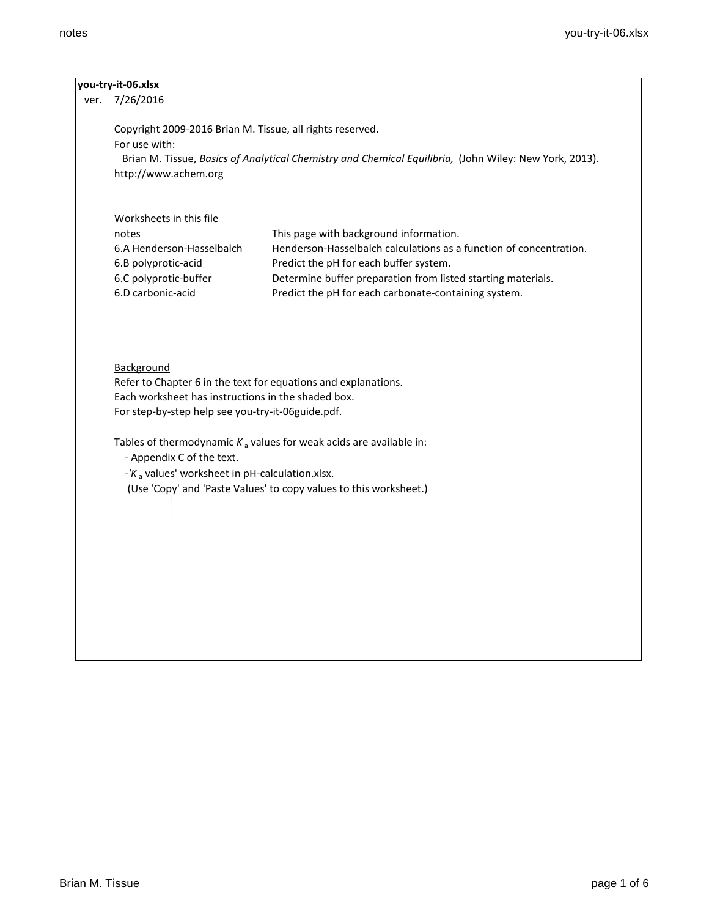**you-try-it-06.xlsx**

ver. 7/26/2016

Copyright 2009-2016 Brian M. Tissue, all rights reserved.
For use with:
Brian M. Tissue, *Basics of Analytical Chemistry and Chemical Equilibria,* (John Wiley: New York, 2013).
http://www.achem.org

Worksheets in this file

| | |
|---|---|
| notes | This page with background information. |
| 6.A Henderson-Hasselbalch | Henderson-Hasselbalch calculations as a function of concentration. |
| 6.B polyprotic-acid | Predict the pH for each buffer system. |
| 6.C polyprotic-buffer | Determine buffer preparation from listed starting materials. |
| 6.D carbonic-acid | Predict the pH for each carbonate-containing system. |

Background

Refer to Chapter 6 in the text for equations and explanations.
Each worksheet has instructions in the shaded box.
For step-by-step help see you-try-it-06guide.pdf.

Tables of thermodynamic $K_a$ values for weak acids are available in:
- Appendix C of the text.
- '$K_a$ values' worksheet in pH-calculation.xlsx.
(Use 'Copy' and 'Paste Values' to copy values to this worksheet.)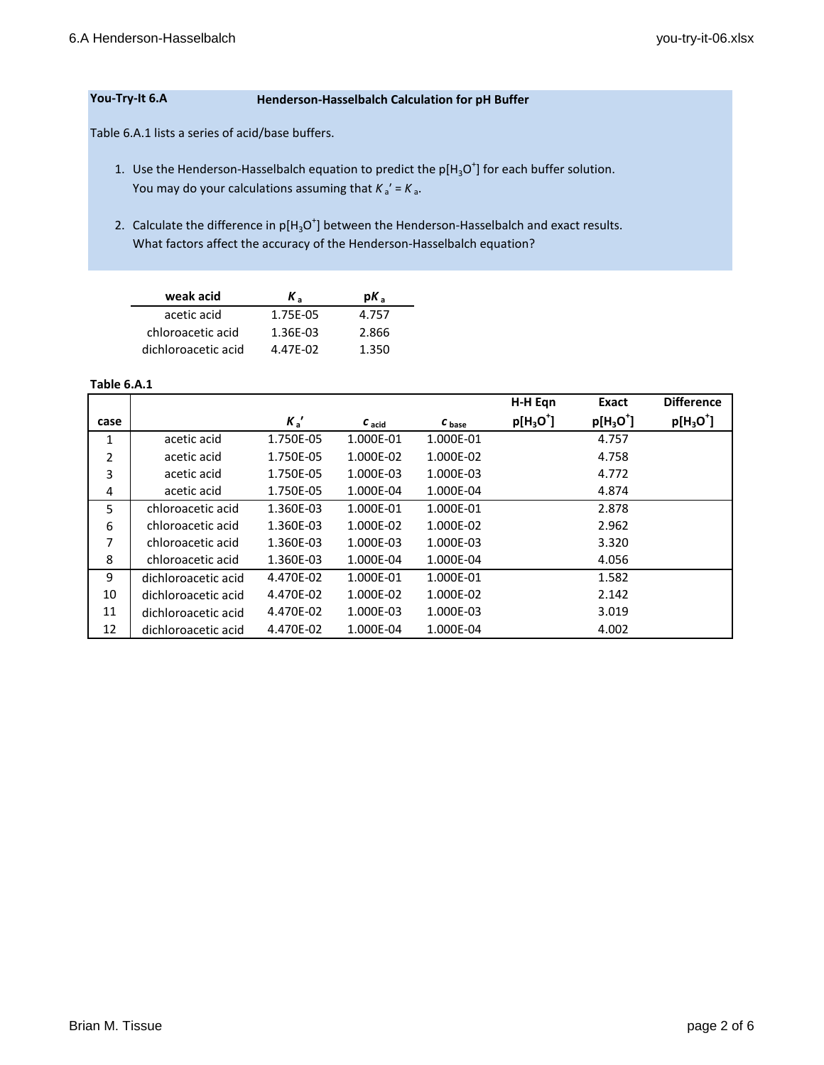## You-Try-It 6.A — Henderson-Hasselbalch Calculation for pH Buffer

Table 6.A.1 lists a series of acid/base buffers.

1. Use the Henderson-Hasselbalch equation to predict the p[$H_3O^+$] for each buffer solution. You may do your calculations assuming that $K_a' = K_a$.

2. Calculate the difference in p[$H_3O^+$] between the Henderson-Hasselbalch and exact results. What factors affect the accuracy of the Henderson-Hasselbalch equation?

| weak acid | $K_a$ | p$K_a$ |
|---|---|---|
| acetic acid | 1.75E-05 | 4.757 |
| chloroacetic acid | 1.36E-03 | 2.866 |
| dichloroacetic acid | 4.47E-02 | 1.350 |

**Table 6.A.1**

| case | | $K_a'$ | $c_{acid}$ | $c_{base}$ | H-H Eqn p[$H_3O^+$] | Exact p[$H_3O^+$] | Difference p[$H_3O^+$] |
|---|---|---|---|---|---|---|---|
| 1 | acetic acid | 1.750E-05 | 1.000E-01 | 1.000E-01 | | 4.757 | |
| 2 | acetic acid | 1.750E-05 | 1.000E-02 | 1.000E-02 | | 4.758 | |
| 3 | acetic acid | 1.750E-05 | 1.000E-03 | 1.000E-03 | | 4.772 | |
| 4 | acetic acid | 1.750E-05 | 1.000E-04 | 1.000E-04 | | 4.874 | |
| 5 | chloroacetic acid | 1.360E-03 | 1.000E-01 | 1.000E-01 | | 2.878 | |
| 6 | chloroacetic acid | 1.360E-03 | 1.000E-02 | 1.000E-02 | | 2.962 | |
| 7 | chloroacetic acid | 1.360E-03 | 1.000E-03 | 1.000E-03 | | 3.320 | |
| 8 | chloroacetic acid | 1.360E-03 | 1.000E-04 | 1.000E-04 | | 4.056 | |
| 9 | dichloroacetic acid | 4.470E-02 | 1.000E-01 | 1.000E-01 | | 1.582 | |
| 10 | dichloroacetic acid | 4.470E-02 | 1.000E-02 | 1.000E-02 | | 2.142 | |
| 11 | dichloroacetic acid | 4.470E-02 | 1.000E-03 | 1.000E-03 | | 3.019 | |
| 12 | dichloroacetic acid | 4.470E-02 | 1.000E-04 | 1.000E-04 | | 4.002 | |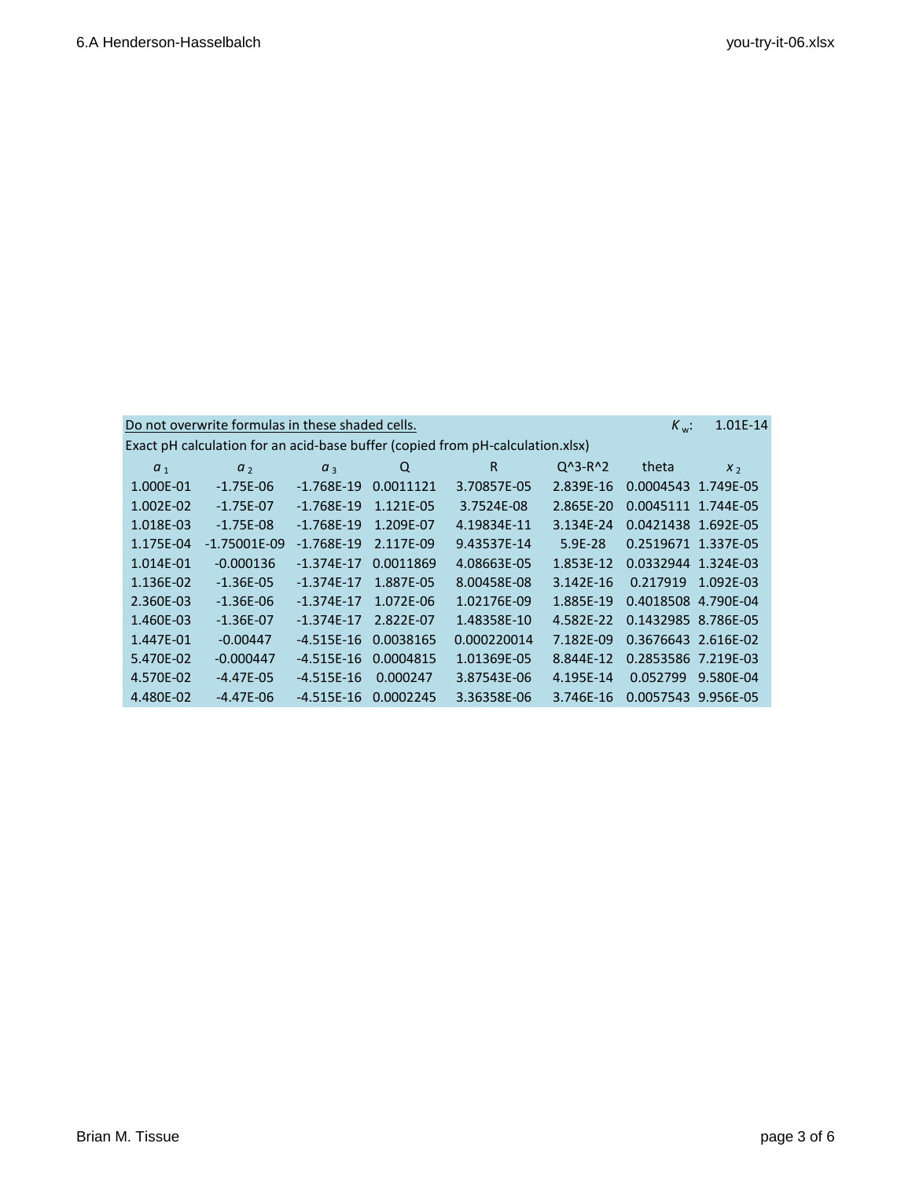Do not overwrite formulas in these shaded cells.

$K_w$: 1.01E-14

Exact pH calculation for an acid-base buffer (copied from pH-calculation.xlsx)

| $a_1$ | $a_2$ | $a_3$ | Q | R | Q^3-R^2 | theta | $x_2$ |
|---|---|---|---|---|---|---|---|
| 1.000E-01 | -1.75E-06 | -1.768E-19 | 0.0011121 | 3.70857E-05 | 2.839E-16 | 0.0004543 | 1.749E-05 |
| 1.002E-02 | -1.75E-07 | -1.768E-19 | 1.121E-05 | 3.7524E-08 | 2.865E-20 | 0.0045111 | 1.744E-05 |
| 1.018E-03 | -1.75E-08 | -1.768E-19 | 1.209E-07 | 4.19834E-11 | 3.134E-24 | 0.0421438 | 1.692E-05 |
| 1.175E-04 | -1.75001E-09 | -1.768E-19 | 2.117E-09 | 9.43537E-14 | 5.9E-28 | 0.2519671 | 1.337E-05 |
| 1.014E-01 | -0.000136 | -1.374E-17 | 0.0011869 | 4.08663E-05 | 1.853E-12 | 0.0332944 | 1.324E-03 |
| 1.136E-02 | -1.36E-05 | -1.374E-17 | 1.887E-05 | 8.00458E-08 | 3.142E-16 | 0.217919 | 1.092E-03 |
| 2.360E-03 | -1.36E-06 | -1.374E-17 | 1.072E-06 | 1.02176E-09 | 1.885E-19 | 0.4018508 | 4.790E-04 |
| 1.460E-03 | -1.36E-07 | -1.374E-17 | 2.822E-07 | 1.48358E-10 | 4.582E-22 | 0.1432985 | 8.786E-05 |
| 1.447E-01 | -0.00447 | -4.515E-16 | 0.0038165 | 0.000220014 | 7.182E-09 | 0.3676643 | 2.616E-02 |
| 5.470E-02 | -0.000447 | -4.515E-16 | 0.0004815 | 1.01369E-05 | 8.844E-12 | 0.2853586 | 7.219E-03 |
| 4.570E-02 | -4.47E-05 | -4.515E-16 | 0.000247 | 3.87543E-06 | 4.195E-14 | 0.052799 | 9.580E-04 |
| 4.480E-02 | -4.47E-06 | -4.515E-16 | 0.0002245 | 3.36358E-06 | 3.746E-16 | 0.0057543 | 9.956E-05 |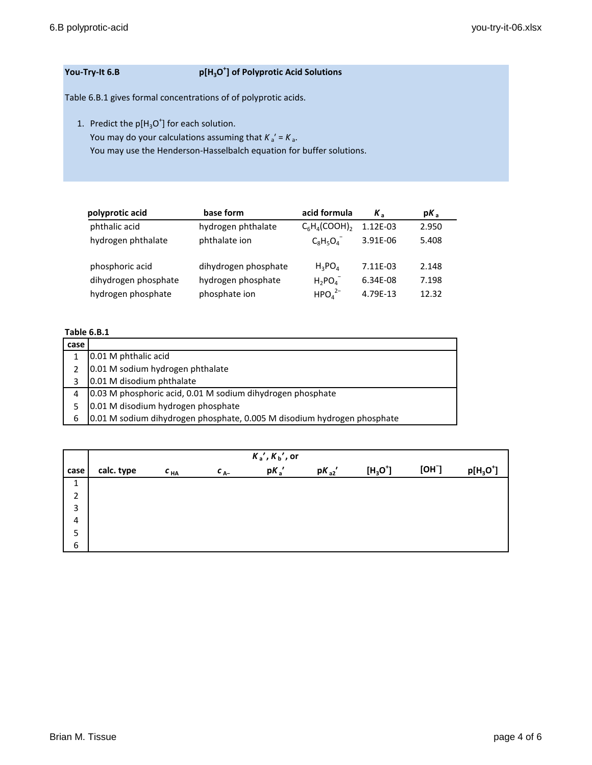**You-Try-It 6.B** **p[$H_3O^+$] of Polyprotic Acid Solutions**

Table 6.B.1 gives formal concentrations of of polyprotic acids.

1. Predict the p[$H_3O^+$] for each solution.
   You may do your calculations assuming that $K_a' = K_a$.
   You may use the Henderson-Hasselbalch equation for buffer solutions.

| polyprotic acid | base form | acid formula | $K_a$ | p$K_a$ |
|---|---|---|---|---|
| phthalic acid | hydrogen phthalate | $C_6H_4(COOH)_2$ | 1.12E-03 | 2.950 |
| hydrogen phthalate | phthalate ion | $C_8H_5O_4^-$ | 3.91E-06 | 5.408 |
| | | | | |
| phosphoric acid | dihydrogen phosphate | $H_3PO_4$ | 7.11E-03 | 2.148 |
| dihydrogen phosphate | hydrogen phosphate | $H_2PO_4^-$ | 6.34E-08 | 7.198 |
| hydrogen phosphate | phosphate ion | $HPO_4^{2-}$ | 4.79E-13 | 12.32 |

**Table 6.B.1**

| case | |
|---|---|
| 1 | 0.01 M phthalic acid |
| 2 | 0.01 M sodium hydrogen phthalate |
| 3 | 0.01 M disodium phthalate |
| 4 | 0.03 M phosphoric acid, 0.01 M sodium dihydrogen phosphate |
| 5 | 0.01 M disodium hydrogen phosphate |
| 6 | 0.01 M sodium dihydrogen phosphate, 0.005 M disodium hydrogen phosphate |

| case | calc. type | $c_{HA}$ | $c_{A-}$ | $K_a'$, $K_b'$, or p$K_a'$ | p$K_{a2}'$ | [$H_3O^+$] | [$OH^-$] | p[$H_3O^+$] |
|---|---|---|---|---|---|---|---|---|
| 1 | | | | | | | | |
| 2 | | | | | | | | |
| 3 | | | | | | | | |
| 4 | | | | | | | | |
| 5 | | | | | | | | |
| 6 | | | | | | | | |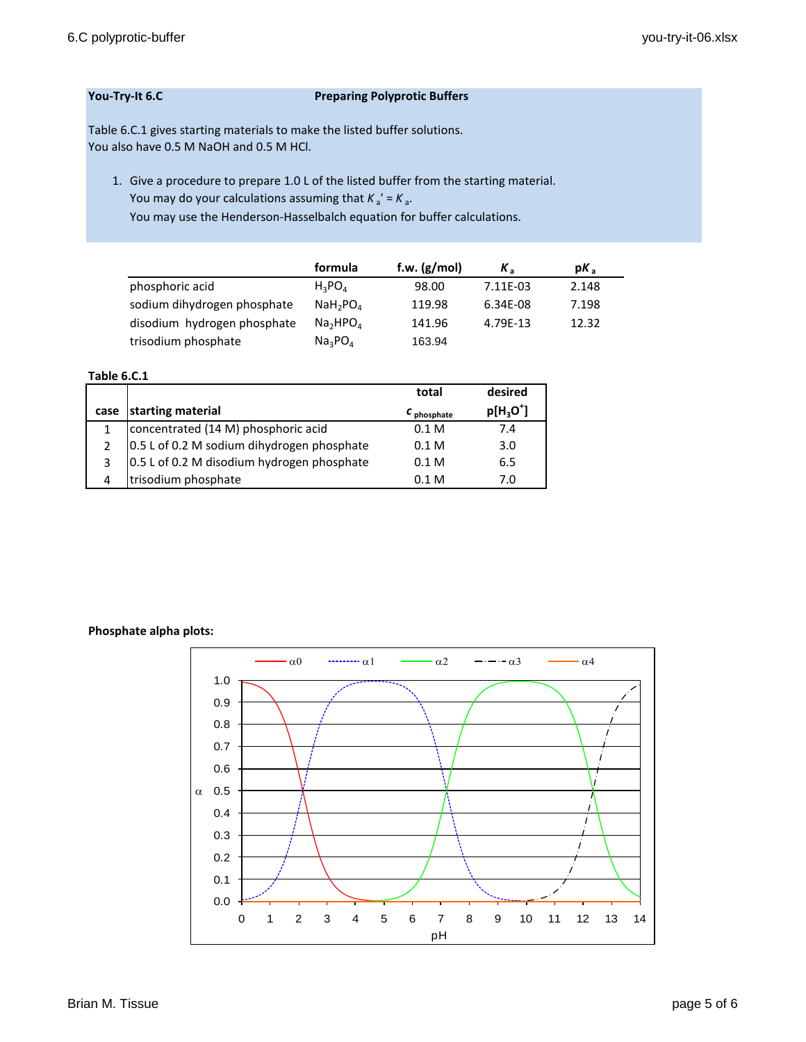**You-Try-It 6.C** **Preparing Polyprotic Buffers**

Table 6.C.1 gives starting materials to make the listed buffer solutions.
You also have 0.5 M NaOH and 0.5 M HCl.

1. Give a procedure to prepare 1.0 L of the listed buffer from the starting material.
   You may do your calculations assuming that $K_a' = K_a$.
   You may use the Henderson-Hasselbalch equation for buffer calculations.

| | formula | f.w. (g/mol) | $K_a$ | p$K_a$ |
|---|---|---|---|---|
| phosphoric acid | $H_3PO_4$ | 98.00 | 7.11E-03 | 2.148 |
| sodium dihydrogen phosphate | $NaH_2PO_4$ | 119.98 | 6.34E-08 | 7.198 |
| disodium hydrogen phosphate | $Na_2HPO_4$ | 141.96 | 4.79E-13 | 12.32 |
| trisodium phosphate | $Na_3PO_4$ | 163.94 | | |

**Table 6.C.1**

| case | starting material | total $c_{phosphate}$ | desired p[$H_3O^+$] |
|---|---|---|---|
| 1 | concentrated (14 M) phosphoric acid | 0.1 M | 7.4 |
| 2 | 0.5 L of 0.2 M sodium dihydrogen phosphate | 0.1 M | 3.0 |
| 3 | 0.5 L of 0.2 M disodium hydrogen phosphate | 0.1 M | 6.5 |
| 4 | trisodium phosphate | 0.1 M | 7.0 |

**Phosphate alpha plots:**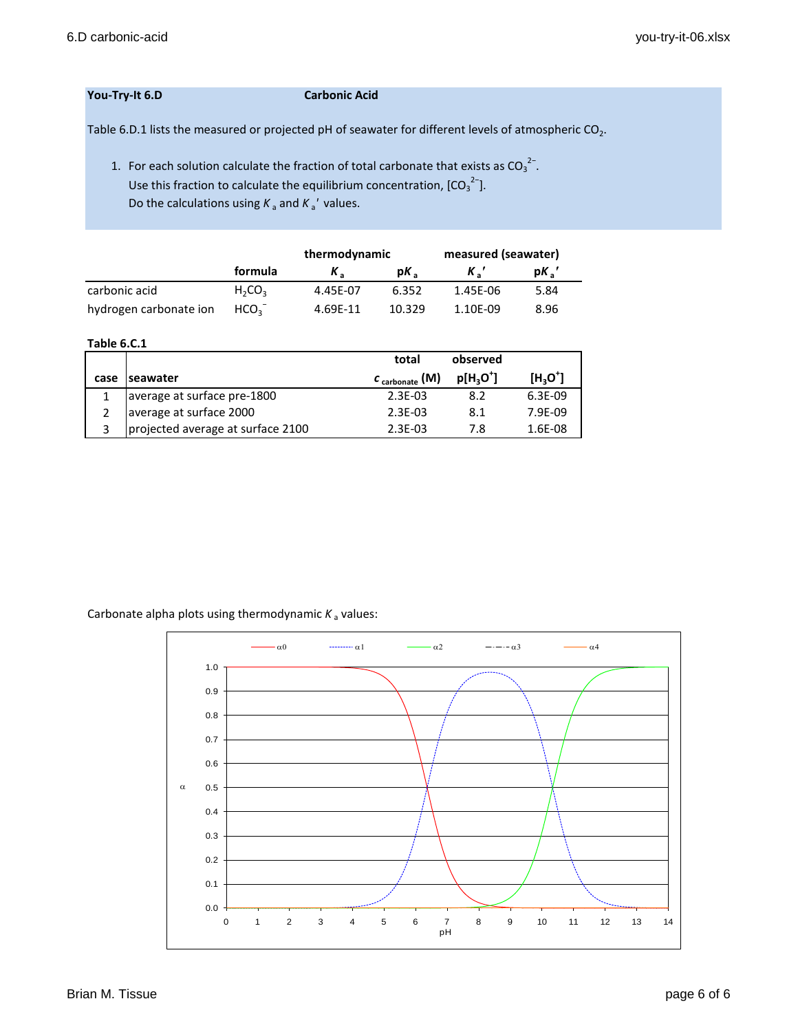**You-Try-It 6.D** **Carbonic Acid**

Table 6.D.1 lists the measured or projected pH of seawater for different levels of atmospheric $CO_2$.

1. For each solution calculate the fraction of total carbonate that exists as $CO_3^{2-}$.
   Use this fraction to calculate the equilibrium concentration, $[CO_3^{2-}]$.
   Do the calculations using $K_a$ and $K_a'$ values.

| | | thermodynamic | | measured (seawater) | |
|---|---|---|---|---|---|
| | formula | $K_a$ | $pK_a$ | $K_a'$ | $pK_a'$ |
| carbonic acid | $H_2CO_3$ | 4.45E-07 | 6.352 | 1.45E-06 | 5.84 |
| hydrogen carbonate ion | $HCO_3^-$ | 4.69E-11 | 10.329 | 1.10E-09 | 8.96 |

**Table 6.C.1**

| case | seawater | total $c_{carbonate}$ (M) | observed $p[H_3O^+]$ | $[H_3O^+]$ |
|---|---|---|---|---|
| 1 | average at surface pre-1800 | 2.3E-03 | 8.2 | 6.3E-09 |
| 2 | average at surface 2000 | 2.3E-03 | 8.1 | 7.9E-09 |
| 3 | projected average at surface 2100 | 2.3E-03 | 7.8 | 1.6E-08 |

Carbonate alpha plots using thermodynamic $K_a$ values:

α0 α1 α2 α3 α4

1.0
0.9
0.8
0.7
0.6
α 0.5
0.4
0.3
0.2
0.1
0.0

0 1 2 3 4 5 6 7 8 9 10 11 12 13 14
pH